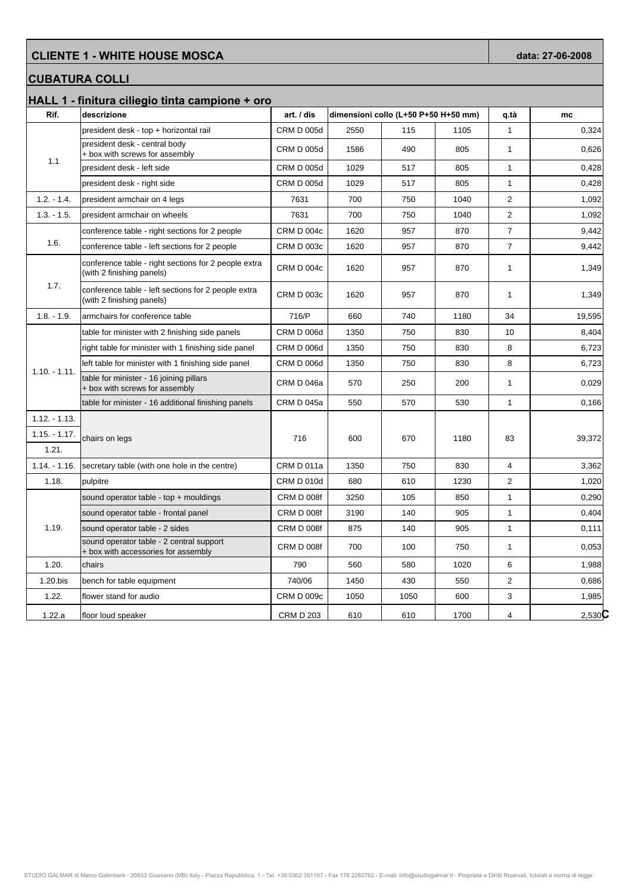## CLIENTE 1 - WHITE HOUSE MOSCA

**data: 27-06-2008**

## CUBATURA COLLI

### HALL 1 - finitura ciliegio tinta campione + oro

| Rif. | descrizione | art. / dis | dimensioni collo (L+50 P+50 H+50 mm) | | | q.tà | mc |
|---|---|---|---|---|---|---|---|
| 1.1 | president desk - top + horizontal rail | CRM D 005d | 2550 | 115 | 1105 | 1 | 0,324 |
| | president desk - central body + box with screws for assembly | CRM D 005d | 1586 | 490 | 805 | 1 | 0,626 |
| | president desk - left side | CRM D 005d | 1029 | 517 | 805 | 1 | 0,428 |
| | president desk - right side | CRM D 005d | 1029 | 517 | 805 | 1 | 0,428 |
| 1.2. - 1.4. | president armchair on 4 legs | 7631 | 700 | 750 | 1040 | 2 | 1,092 |
| 1.3. - 1.5. | president armchair on wheels | 7631 | 700 | 750 | 1040 | 2 | 1,092 |
| 1.6. | conference table - right sections for 2 people | CRM D 004c | 1620 | 957 | 870 | 7 | 9,442 |
| | conference table - left sections for 2 people | CRM D 003c | 1620 | 957 | 870 | 7 | 9,442 |
| 1.7. | conference table - right sections for 2 people extra (with 2 finishing panels) | CRM D 004c | 1620 | 957 | 870 | 1 | 1,349 |
| | conference table - left sections for 2 people extra (with 2 finishing panels) | CRM D 003c | 1620 | 957 | 870 | 1 | 1,349 |
| 1.8. - 1.9. | armchairs for conference table | 716/P | 660 | 740 | 1180 | 34 | 19,595 |
| 1.10. - 1.11. | table for minister with 2 finishing side panels | CRM D 006d | 1350 | 750 | 830 | 10 | 8,404 |
| | right table for minister with 1 finishing side panel | CRM D 006d | 1350 | 750 | 830 | 8 | 6,723 |
| | left table for minister with 1 finishing side panel | CRM D 006d | 1350 | 750 | 830 | 8 | 6,723 |
| | table for minister - 16 joining pillars + box with screws for assembly | CRM D 046a | 570 | 250 | 200 | 1 | 0,029 |
| | table for minister - 16 additional finishing panels | CRM D 045a | 550 | 570 | 530 | 1 | 0,166 |
| 1.12. - 1.13. 1.15. - 1.17. 1.21. | chairs on legs | 716 | 600 | 670 | 1180 | 83 | 39,372 |
| 1.14. - 1.16. | secretary table (with one hole in the centre) | CRM D 011a | 1350 | 750 | 830 | 4 | 3,362 |
| 1.18. | pulpitre | CRM D 010d | 680 | 610 | 1230 | 2 | 1,020 |
| 1.19. | sound operator table - top + mouldings | CRM D 008f | 3250 | 105 | 850 | 1 | 0,290 |
| | sound operator table - frontal panel | CRM D 008f | 3190 | 140 | 905 | 1 | 0,404 |
| | sound operator table - 2 sides | CRM D 008f | 875 | 140 | 905 | 1 | 0,111 |
| | sound operator table - 2 central support + box with accessories for assembly | CRM D 008f | 700 | 100 | 750 | 1 | 0,053 |
| 1.20. | chairs | 790 | 560 | 580 | 1020 | 6 | 1,988 |
| 1.20.bis | bench for table equipment | 740/06 | 1450 | 430 | 550 | 2 | 0,686 |
| 1.22. | flower stand for audio | CRM D 009c | 1050 | 1050 | 600 | 3 | 1,985 |
| 1.22.a | floor loud speaker | CRM D 203 | 610 | 610 | 1700 | 4 | 2,530 |

STUDIO GALMAR di Marco Galimberti - 20833 Giussano (MB) Italy - Piazza Repubblica, 1 - Tel. +39 0362 351107 - Fax 178 2282762 - E-mail: info@studiogalmar.it - Proprietà e Diritti Riservati, tutelati a norma di legge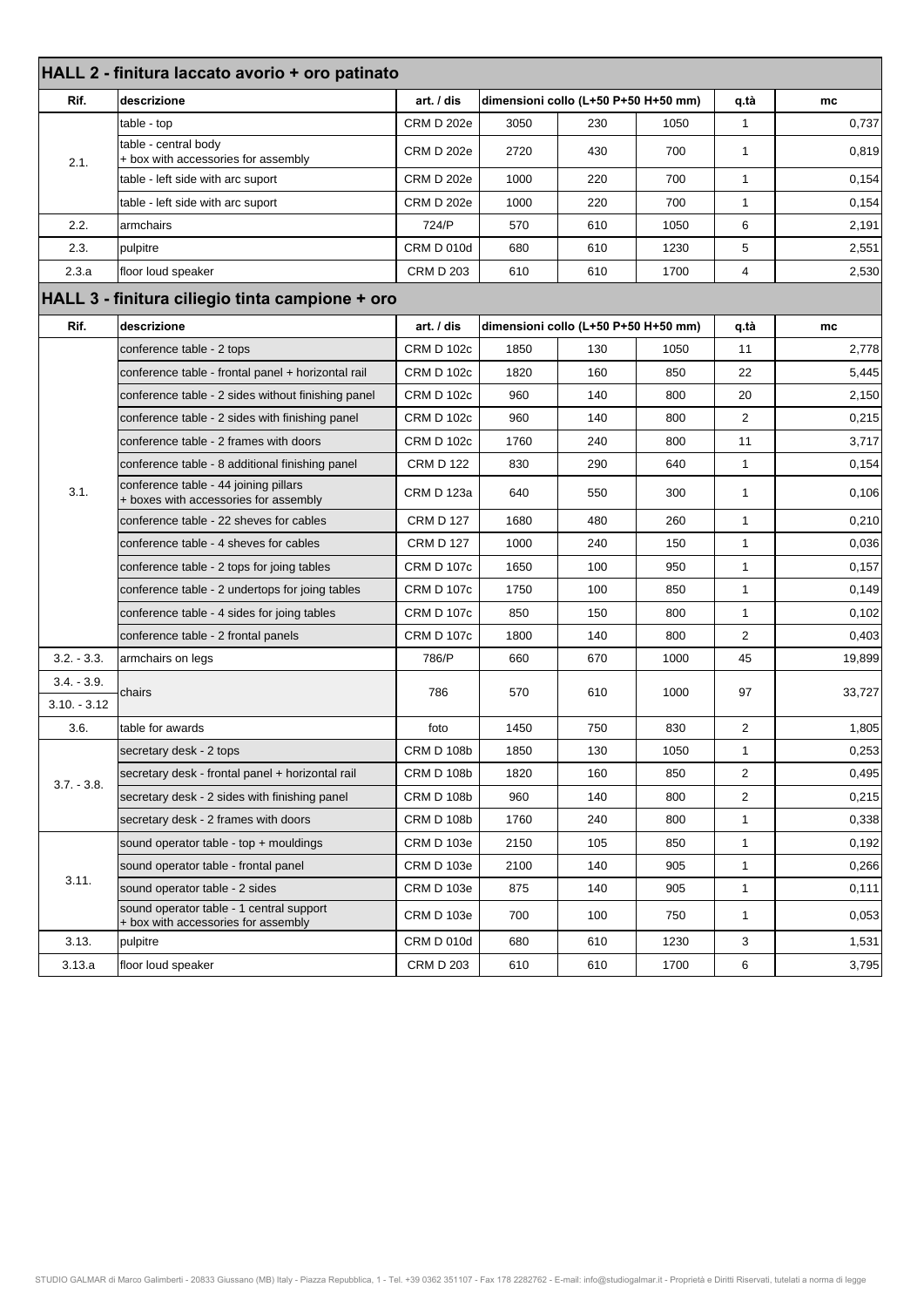## HALL 2 - finitura laccato avorio + oro patinato

| Rif. | descrizione | art. / dis | dimensioni collo (L+50 P+50 H+50 mm) | | | q.tà | mc |
|---|---|---|---|---|---|---|---|
| 2.1. | table - top | CRM D 202e | 3050 | 230 | 1050 | 1 | 0,737 |
| | table - central body + box with accessories for assembly | CRM D 202e | 2720 | 430 | 700 | 1 | 0,819 |
| | table - left side with arc suport | CRM D 202e | 1000 | 220 | 700 | 1 | 0,154 |
| | table - left side with arc suport | CRM D 202e | 1000 | 220 | 700 | 1 | 0,154 |
| 2.2. | armchairs | 724/P | 570 | 610 | 1050 | 6 | 2,191 |
| 2.3. | pulpitre | CRM D 010d | 680 | 610 | 1230 | 5 | 2,551 |
| 2.3.a | floor loud speaker | CRM D 203 | 610 | 610 | 1700 | 4 | 2,530 |

## HALL 3 - finitura ciliegio tinta campione + oro

| Rif. | descrizione | art. / dis | dimensioni collo (L+50 P+50 H+50 mm) | | | q.tà | mc |
|---|---|---|---|---|---|---|---|
| 3.1. | conference table - 2 tops | CRM D 102c | 1850 | 130 | 1050 | 11 | 2,778 |
| | conference table - frontal panel + horizontal rail | CRM D 102c | 1820 | 160 | 850 | 22 | 5,445 |
| | conference table - 2 sides without finishing panel | CRM D 102c | 960 | 140 | 800 | 20 | 2,150 |
| | conference table - 2 sides with finishing panel | CRM D 102c | 960 | 140 | 800 | 2 | 0,215 |
| | conference table - 2 frames with doors | CRM D 102c | 1760 | 240 | 800 | 11 | 3,717 |
| | conference table - 8 additional finishing panel | CRM D 122 | 830 | 290 | 640 | 1 | 0,154 |
| | conference table - 44 joining pillars + boxes with accessories for assembly | CRM D 123a | 640 | 550 | 300 | 1 | 0,106 |
| | conference table - 22 sheves for cables | CRM D 127 | 1680 | 480 | 260 | 1 | 0,210 |
| | conference table - 4 sheves for cables | CRM D 127 | 1000 | 240 | 150 | 1 | 0,036 |
| | conference table - 2 tops for joing tables | CRM D 107c | 1650 | 100 | 950 | 1 | 0,157 |
| | conference table - 2 undertops for joing tables | CRM D 107c | 1750 | 100 | 850 | 1 | 0,149 |
| | conference table - 4 sides for joing tables | CRM D 107c | 850 | 150 | 800 | 1 | 0,102 |
| | conference table - 2 frontal panels | CRM D 107c | 1800 | 140 | 800 | 2 | 0,403 |
| 3.2. - 3.3. | armchairs on legs | 786/P | 660 | 670 | 1000 | 45 | 19,899 |
| 3.4. - 3.9. 3.10. - 3.12 | chairs | 786 | 570 | 610 | 1000 | 97 | 33,727 |
| 3.6. | table for awards | foto | 1450 | 750 | 830 | 2 | 1,805 |
| 3.7. - 3.8. | secretary desk - 2 tops | CRM D 108b | 1850 | 130 | 1050 | 1 | 0,253 |
| | secretary desk - frontal panel + horizontal rail | CRM D 108b | 1820 | 160 | 850 | 2 | 0,495 |
| | secretary desk - 2 sides with finishing panel | CRM D 108b | 960 | 140 | 800 | 2 | 0,215 |
| | secretary desk - 2 frames with doors | CRM D 108b | 1760 | 240 | 800 | 1 | 0,338 |
| 3.11. | sound operator table - top + mouldings | CRM D 103e | 2150 | 105 | 850 | 1 | 0,192 |
| | sound operator table - frontal panel | CRM D 103e | 2100 | 140 | 905 | 1 | 0,266 |
| | sound operator table - 2 sides | CRM D 103e | 875 | 140 | 905 | 1 | 0,111 |
| | sound operator table - 1 central support + box with accessories for assembly | CRM D 103e | 700 | 100 | 750 | 1 | 0,053 |
| 3.13. | pulpitre | CRM D 010d | 680 | 610 | 1230 | 3 | 1,531 |
| 3.13.a | floor loud speaker | CRM D 203 | 610 | 610 | 1700 | 6 | 3,795 |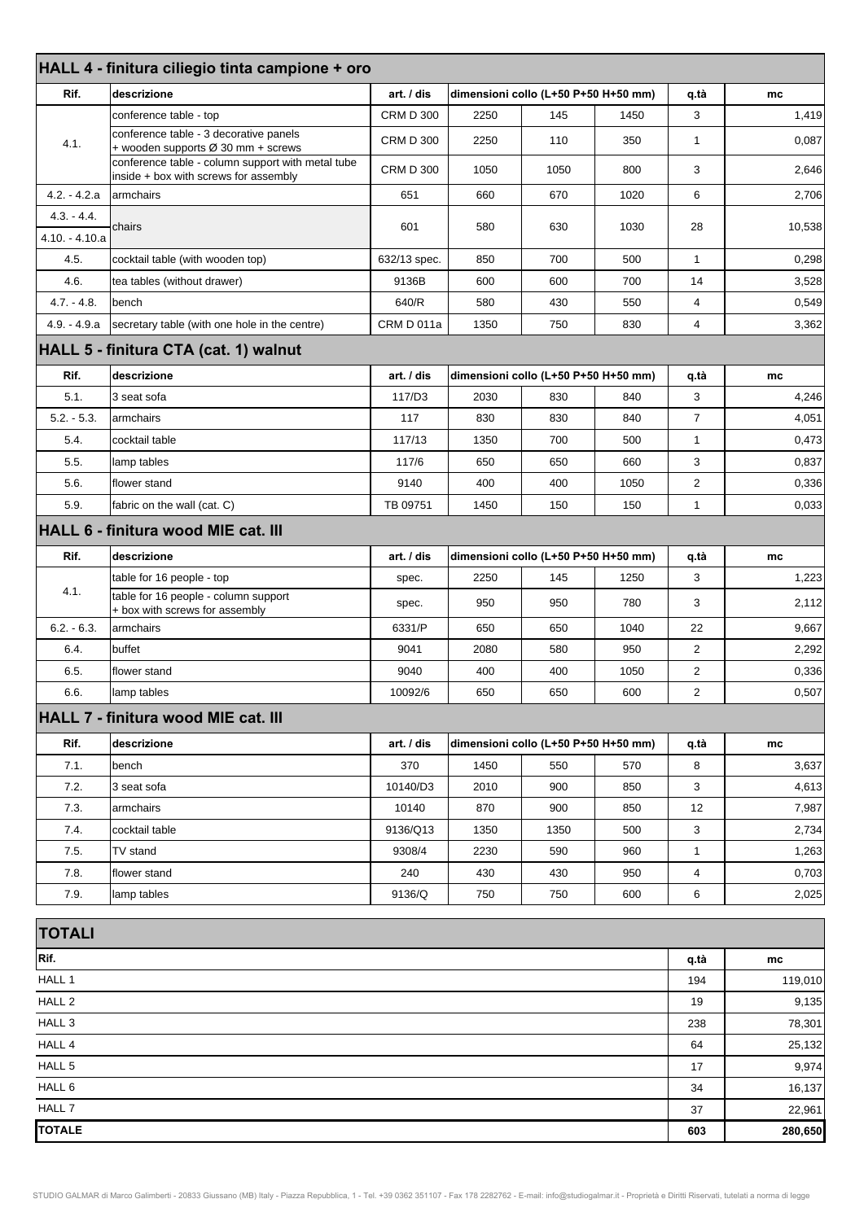## HALL 4 - finitura ciliegio tinta campione + oro

| Rif. | descrizione | art. / dis | dimensioni collo (L+50 P+50 H+50 mm) | | | q.tà | mc |
|---|---|---|---|---|---|---|---|
| 4.1. | conference table - top | CRM D 300 | 2250 | 145 | 1450 | 3 | 1,419 |
| | conference table - 3 decorative panels + wooden supports Ø 30 mm + screws | CRM D 300 | 2250 | 110 | 350 | 1 | 0,087 |
| | conference table - column support with metal tube inside + box with screws for assembly | CRM D 300 | 1050 | 1050 | 800 | 3 | 2,646 |
| 4.2. - 4.2.a | armchairs | 651 | 660 | 670 | 1020 | 6 | 2,706 |
| 4.3. - 4.4.<br>4.10. - 4.10.a | chairs | 601 | 580 | 630 | 1030 | 28 | 10,538 |
| 4.5. | cocktail table (with wooden top) | 632/13 spec. | 850 | 700 | 500 | 1 | 0,298 |
| 4.6. | tea tables (without drawer) | 9136B | 600 | 600 | 700 | 14 | 3,528 |
| 4.7. - 4.8. | bench | 640/R | 580 | 430 | 550 | 4 | 0,549 |
| 4.9. - 4.9.a | secretary table (with one hole in the centre) | CRM D 011a | 1350 | 750 | 830 | 4 | 3,362 |

## HALL 5 - finitura CTA (cat. 1) walnut

| Rif. | descrizione | art. / dis | dimensioni collo (L+50 P+50 H+50 mm) | | | q.tà | mc |
|---|---|---|---|---|---|---|---|
| 5.1. | 3 seat sofa | 117/D3 | 2030 | 830 | 840 | 3 | 4,246 |
| 5.2. - 5.3. | armchairs | 117 | 830 | 830 | 840 | 7 | 4,051 |
| 5.4. | cocktail table | 117/13 | 1350 | 700 | 500 | 1 | 0,473 |
| 5.5. | lamp tables | 117/6 | 650 | 650 | 660 | 3 | 0,837 |
| 5.6. | flower stand | 9140 | 400 | 400 | 1050 | 2 | 0,336 |
| 5.9. | fabric on the wall (cat. C) | TB 09751 | 1450 | 150 | 150 | 1 | 0,033 |

## HALL 6 - finitura wood MIE cat. III

| Rif. | descrizione | art. / dis | dimensioni collo (L+50 P+50 H+50 mm) | | | q.tà | mc |
|---|---|---|---|---|---|---|---|
| 4.1. | table for 16 people - top | spec. | 2250 | 145 | 1250 | 3 | 1,223 |
| | table for 16 people - column support + box with screws for assembly | spec. | 950 | 950 | 780 | 3 | 2,112 |
| 6.2. - 6.3. | armchairs | 6331/P | 650 | 650 | 1040 | 22 | 9,667 |
| 6.4. | buffet | 9041 | 2080 | 580 | 950 | 2 | 2,292 |
| 6.5. | flower stand | 9040 | 400 | 400 | 1050 | 2 | 0,336 |
| 6.6. | lamp tables | 10092/6 | 650 | 650 | 600 | 2 | 0,507 |

## HALL 7 - finitura wood MIE cat. III

| Rif. | descrizione | art. / dis | dimensioni collo (L+50 P+50 H+50 mm) | | | q.tà | mc |
|---|---|---|---|---|---|---|---|
| 7.1. | bench | 370 | 1450 | 550 | 570 | 8 | 3,637 |
| 7.2. | 3 seat sofa | 10140/D3 | 2010 | 900 | 850 | 3 | 4,613 |
| 7.3. | armchairs | 10140 | 870 | 900 | 850 | 12 | 7,987 |
| 7.4. | cocktail table | 9136/Q13 | 1350 | 1350 | 500 | 3 | 2,734 |
| 7.5. | TV stand | 9308/4 | 2230 | 590 | 960 | 1 | 1,263 |
| 7.8. | flower stand | 240 | 430 | 430 | 950 | 4 | 0,703 |
| 7.9. | lamp tables | 9136/Q | 750 | 750 | 600 | 6 | 2,025 |

## TOTALI

| Rif. | q.tà | mc |
|---|---|---|
| HALL 1 | 194 | 119,010 |
| HALL 2 | 19 | 9,135 |
| HALL 3 | 238 | 78,301 |
| HALL 4 | 64 | 25,132 |
| HALL 5 | 17 | 9,974 |
| HALL 6 | 34 | 16,137 |
| HALL 7 | 37 | 22,961 |
| **TOTALE** | **603** | **280,650** |

STUDIO GALMAR di Marco Galimberti - 20833 Giussano (MB) Italy - Piazza Repubblica, 1 - Tel. +39 0362 351107 - Fax 178 2282762 - E-mail: info@studiogalmar.it - Proprietà e Diritti Riservati, tutelati a norma di legge